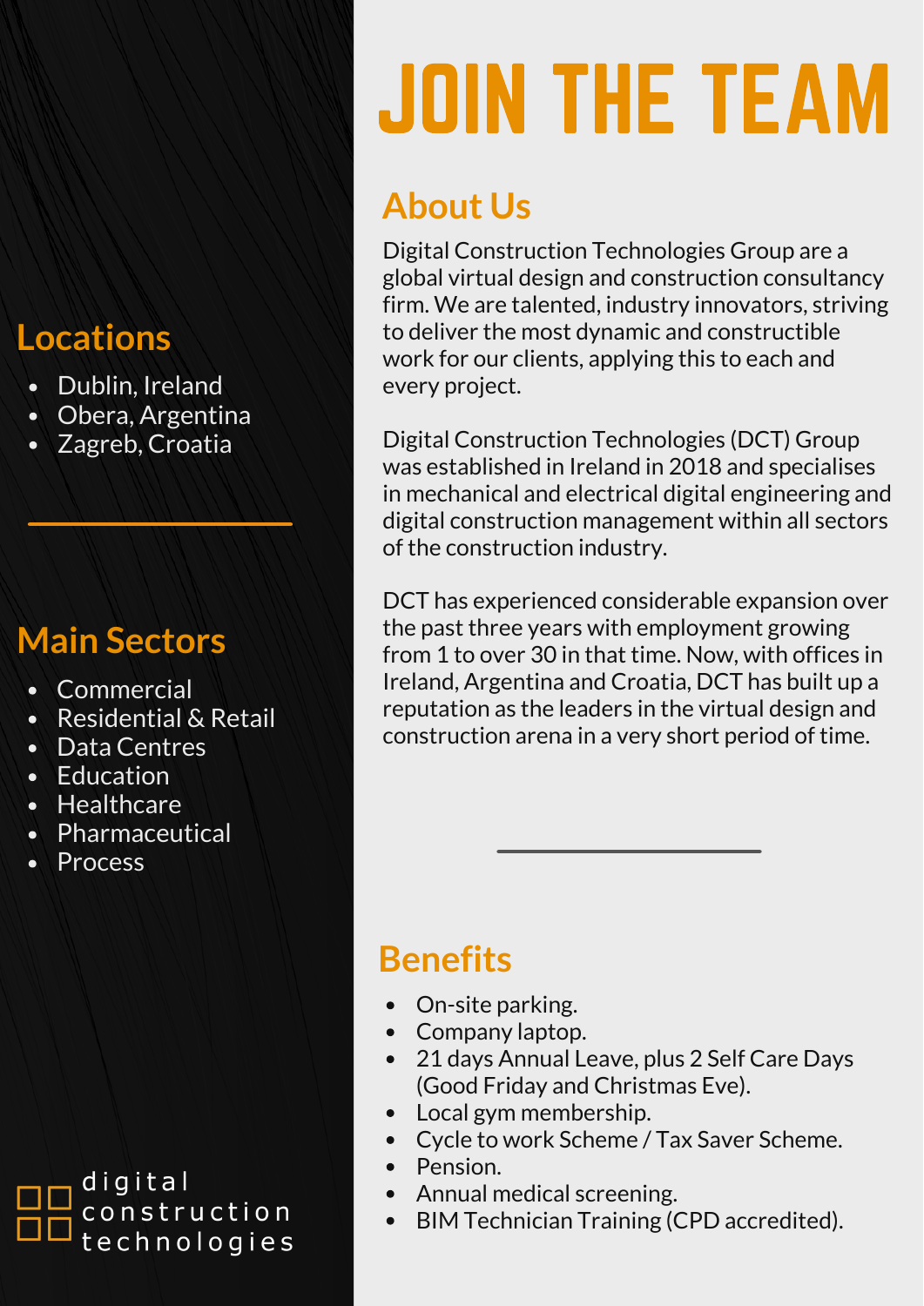# JOIN THE TEAM

## About Us

Digital Construction Technologies Group are a global virtual design and construction consultancy firm. We are talented, industry innovators, striving to deliver the most dynamic and constructible work for our clients, applying this to each and every project.

Digital Construction Technologies (DCT) Group was established in Ireland in 2018 and specialises in mechanical and electrical digital engineering and digital construction management within all sectors of the construction industry.

DCT has experienced considerable expansion over the past three years with employment growing from 1 to over 30 in that time. Now, with offices in Ireland, Argentina and Croatia, DCT has built up a reputation as the leaders in the virtual design and construction arena in a very short period of time.

## Locations

- Dublin, Ireland
- Obera, Argentina
- Zagreb, Croatia

## Main Sectors

- Commercial
- Residential & Retail
- Data Centres
- Education
- Healthcare
- Pharmaceutical
- Process

## Benefits

- On-site parking.
- Company laptop.
- 21 days Annual Leave, plus 2 Self Care Days (Good Friday and Christmas Eve).
- Local gym membership.
- Cycle to work Scheme / Tax Saver Scheme.
- Pension.
- Annual medical screening.
- BIM Technician Training (CPD accredited).

digital construction technologies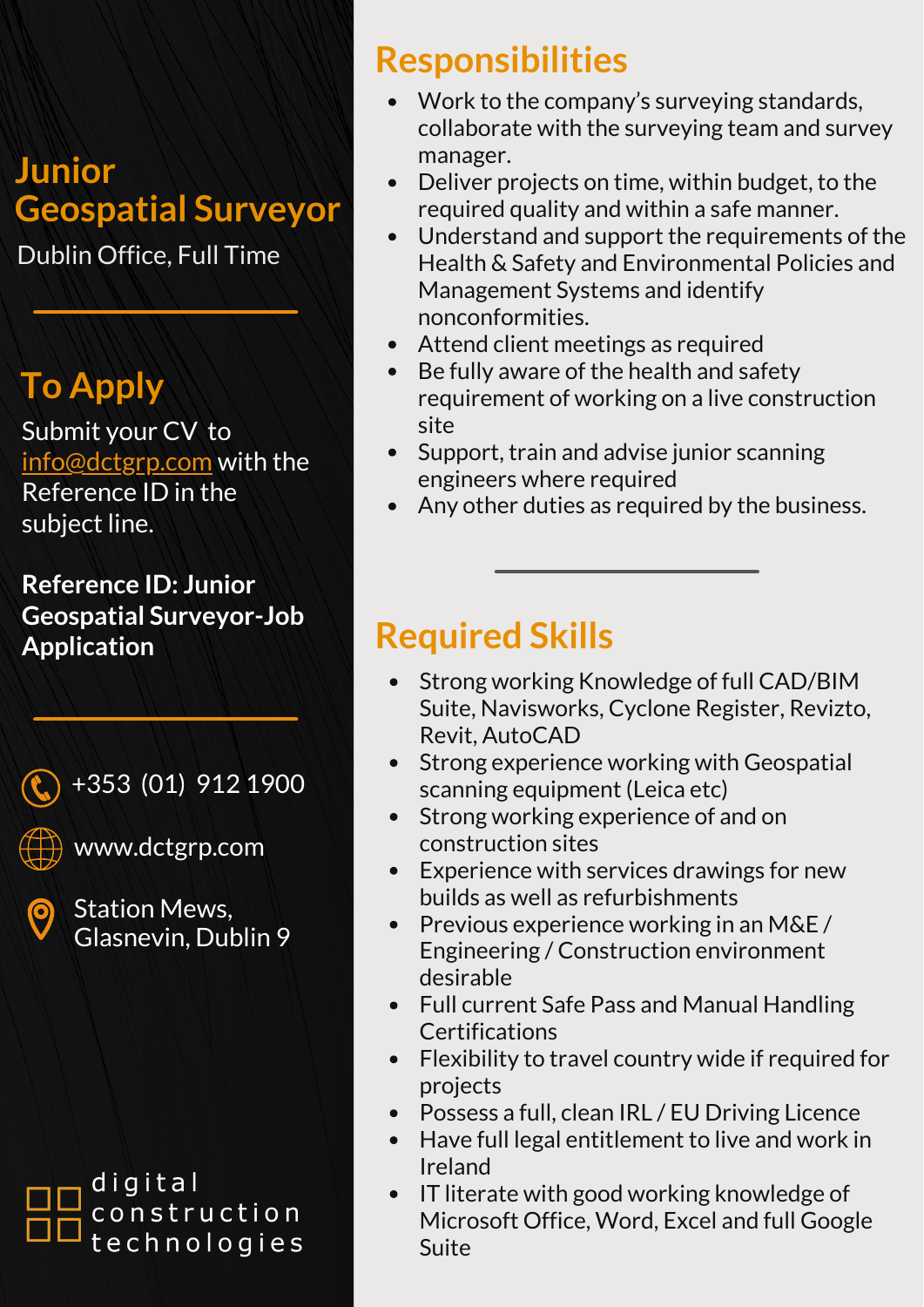# Junior Geospatial Surveyor

Dublin Office, Full Time

## To Apply

Submit your CV to info@dctgrp.com with the Reference ID in the subject line.

**Reference ID: Junior Geospatial Surveyor-Job Application**

+353 (01) 912 1900

www.dctgrp.com

Station Mews, Glasnevin, Dublin 9

digital construction technologies

## Responsibilities

- Work to the company's surveying standards, collaborate with the surveying team and survey manager.
- Deliver projects on time, within budget, to the required quality and within a safe manner.
- Understand and support the requirements of the Health & Safety and Environmental Policies and Management Systems and identify nonconformities.
- Attend client meetings as required
- Be fully aware of the health and safety requirement of working on a live construction site
- Support, train and advise junior scanning engineers where required
- Any other duties as required by the business.

## Required Skills

- Strong working Knowledge of full CAD/BIM Suite, Navisworks, Cyclone Register, Revizto, Revit, AutoCAD
- Strong experience working with Geospatial scanning equipment (Leica etc)
- Strong working experience of and on construction sites
- Experience with services drawings for new builds as well as refurbishments
- Previous experience working in an M&E / Engineering / Construction environment desirable
- Full current Safe Pass and Manual Handling Certifications
- Flexibility to travel country wide if required for projects
- Possess a full, clean IRL / EU Driving Licence
- Have full legal entitlement to live and work in Ireland
- IT literate with good working knowledge of Microsoft Office, Word, Excel and full Google Suite